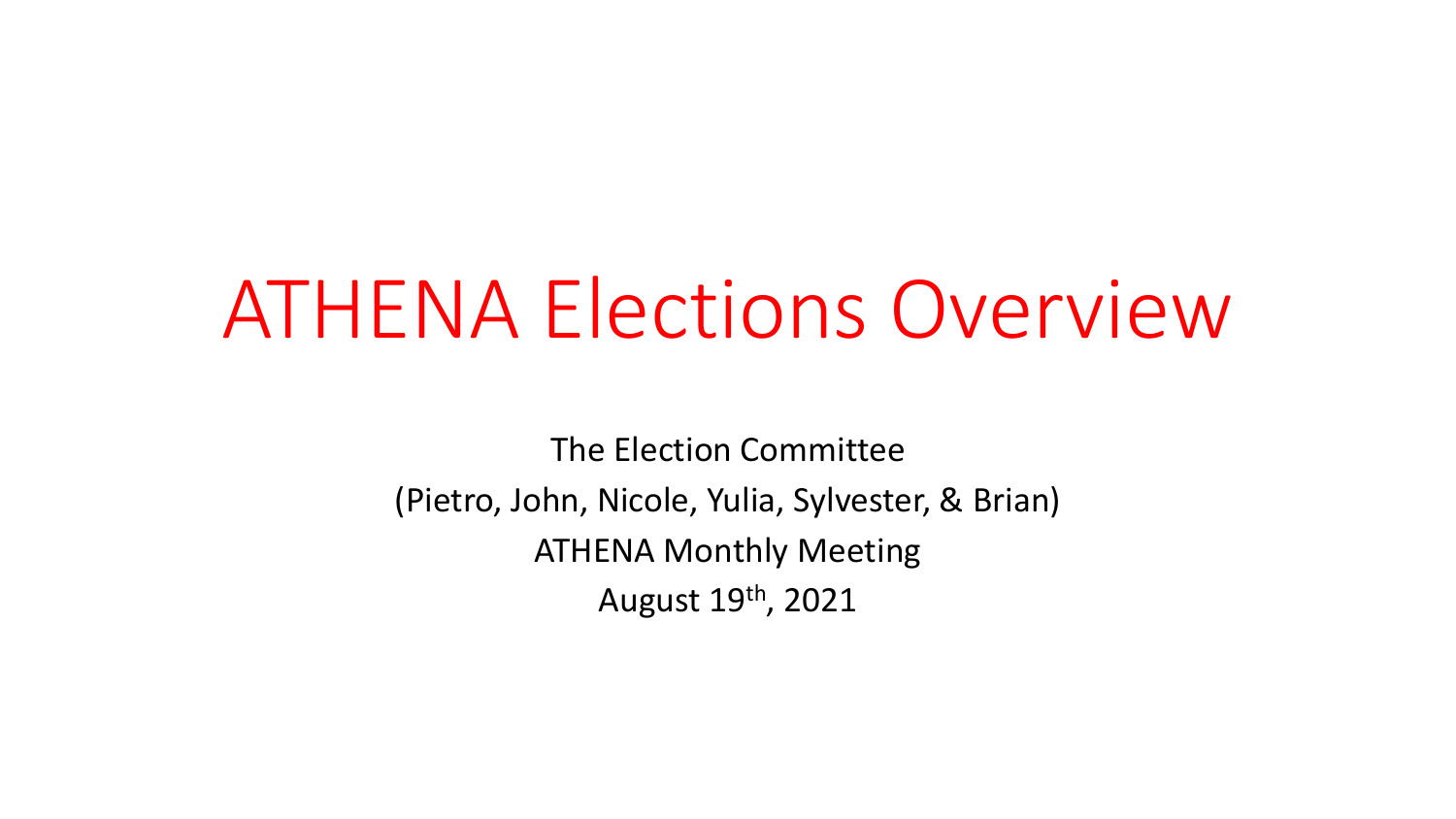# ATHENA Elections Overview

The Election Committee

(Pietro, John, Nicole, Yulia, Sylvester, & Brian)

ATHENA Monthly Meeting

August 19th, 2021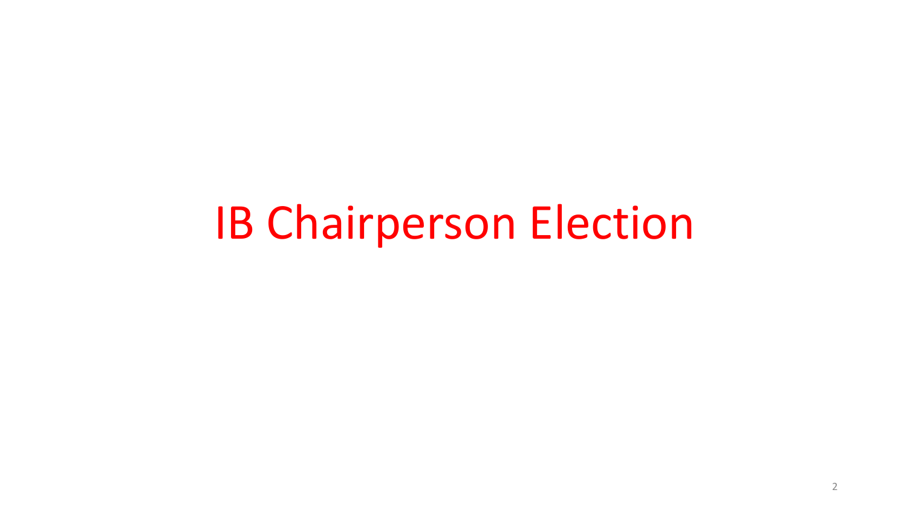# IB Chairperson Election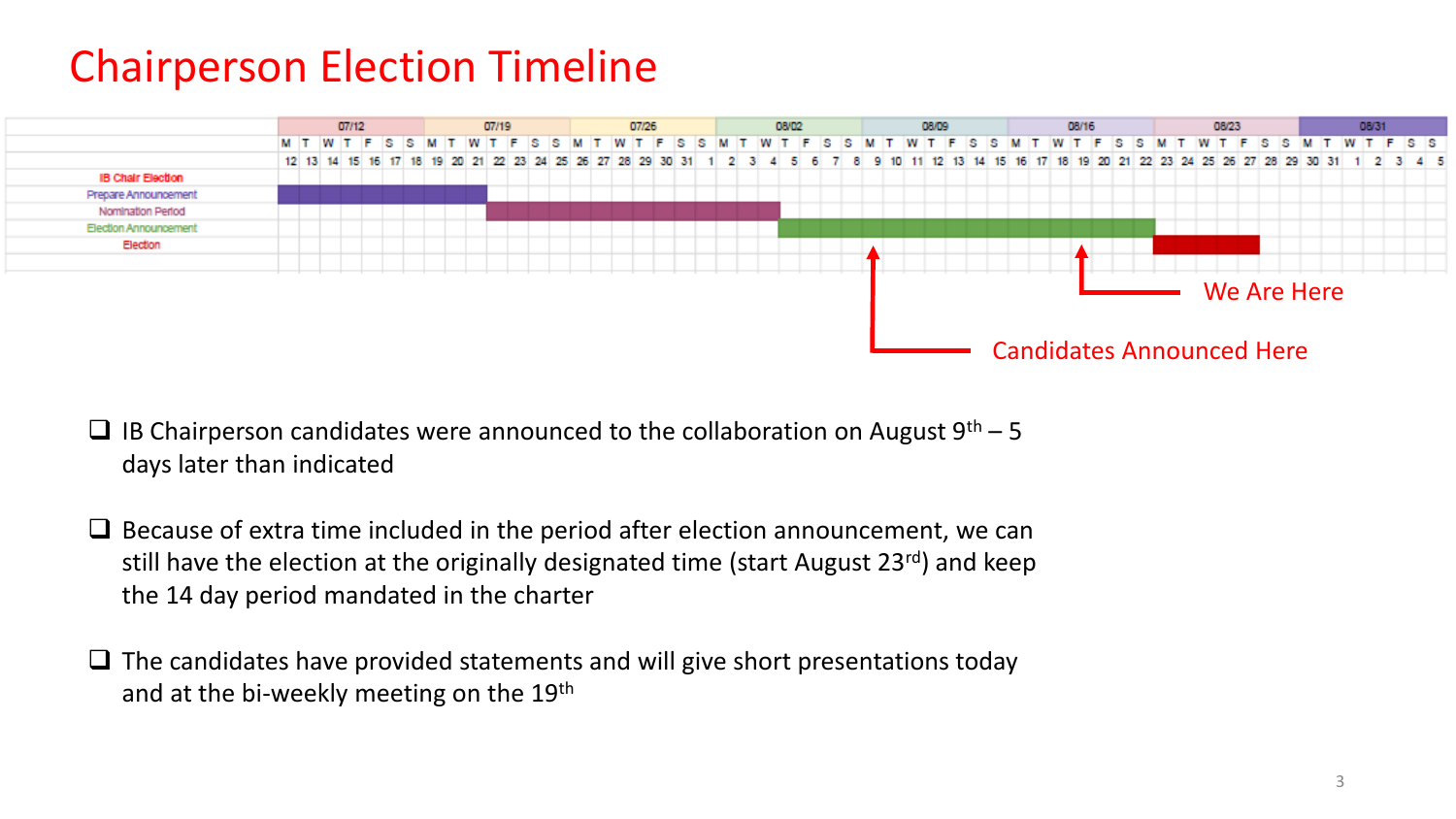# Chairperson Election Timeline

| | 07/12 | 07/19 | 07/26 | 08/02 | 08/09 | 08/16 | 08/23 | 08/31 |
|---|---|---|---|---|---|---|---|---|
| IB Chair Election | | | | | | | | |
| Prepare Announcement | | | | | | | | |
| Nomination Period | | | | | | | | |
| Election Announcement | | | | | | | | |
| Election | | | | | | | | |

We Are Here

Candidates Announced Here

- IB Chairperson candidates were announced to the collaboration on August 9th – 5 days later than indicated
- Because of extra time included in the period after election announcement, we can still have the election at the originally designated time (start August 23rd) and keep the 14 day period mandated in the charter
- The candidates have provided statements and will give short presentations today and at the bi-weekly meeting on the 19th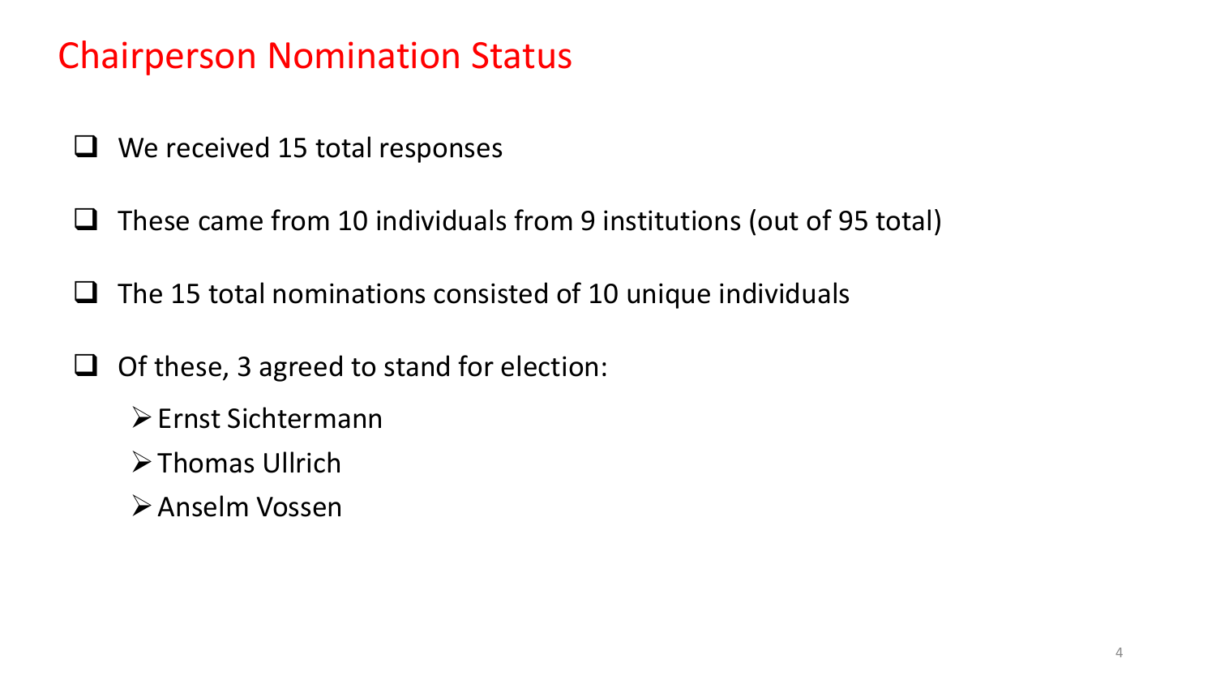# Chairperson Nomination Status

- We received 15 total responses
- These came from 10 individuals from 9 institutions (out of 95 total)
- The 15 total nominations consisted of 10 unique individuals
- Of these, 3 agreed to stand for election:
  - Ernst Sichtermann
  - Thomas Ullrich
  - Anselm Vossen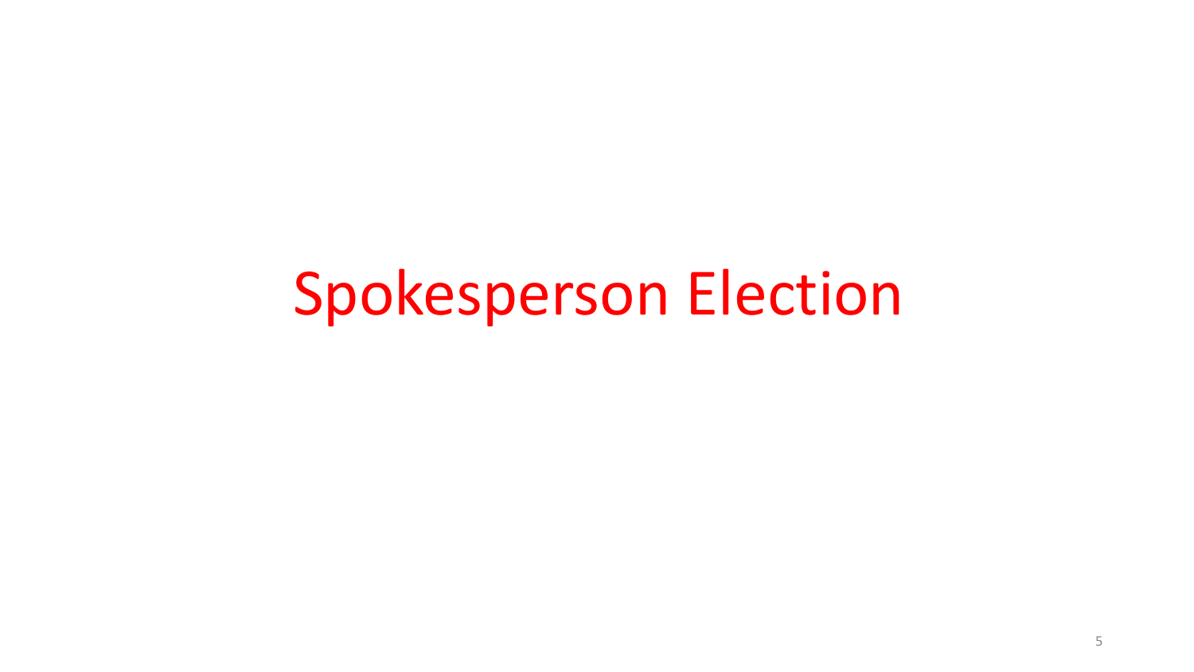# Spokesperson Election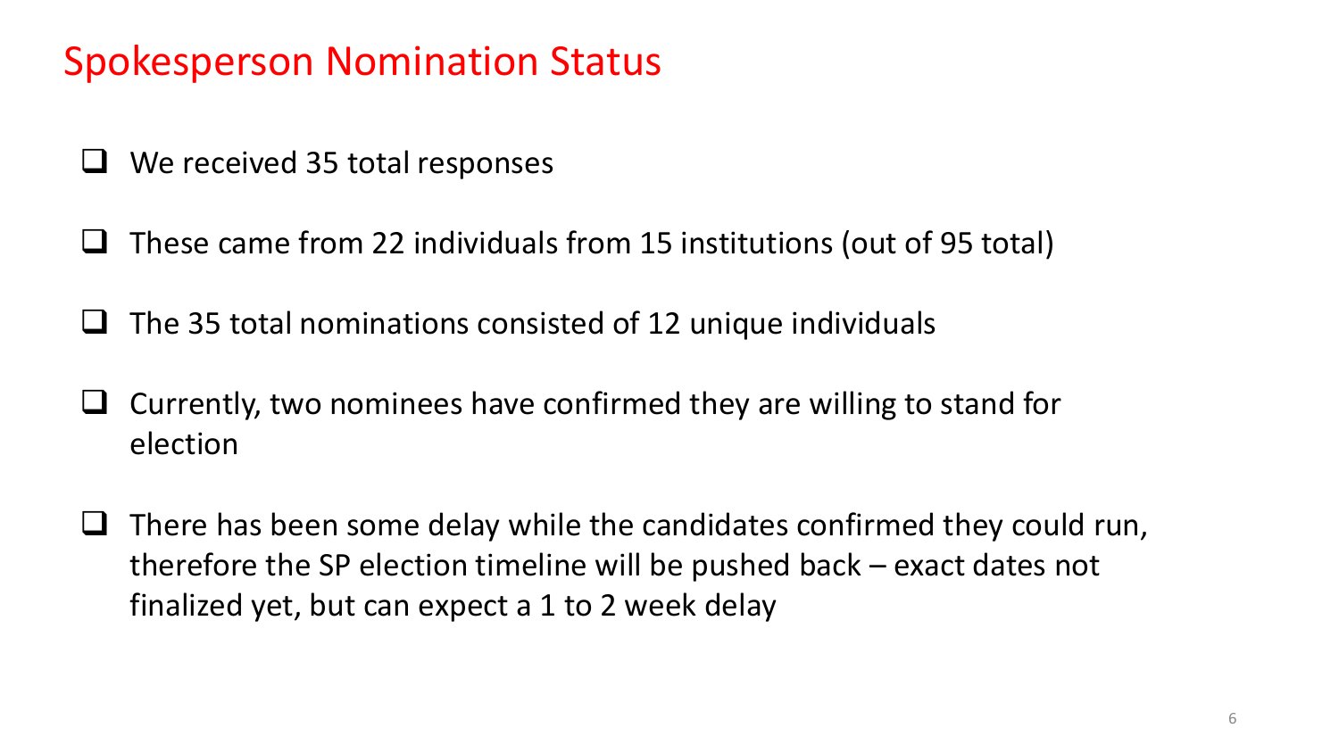# Spokesperson Nomination Status

- We received 35 total responses
- These came from 22 individuals from 15 institutions (out of 95 total)
- The 35 total nominations consisted of 12 unique individuals
- Currently, two nominees have confirmed they are willing to stand for election
- There has been some delay while the candidates confirmed they could run, therefore the SP election timeline will be pushed back – exact dates not finalized yet, but can expect a 1 to 2 week delay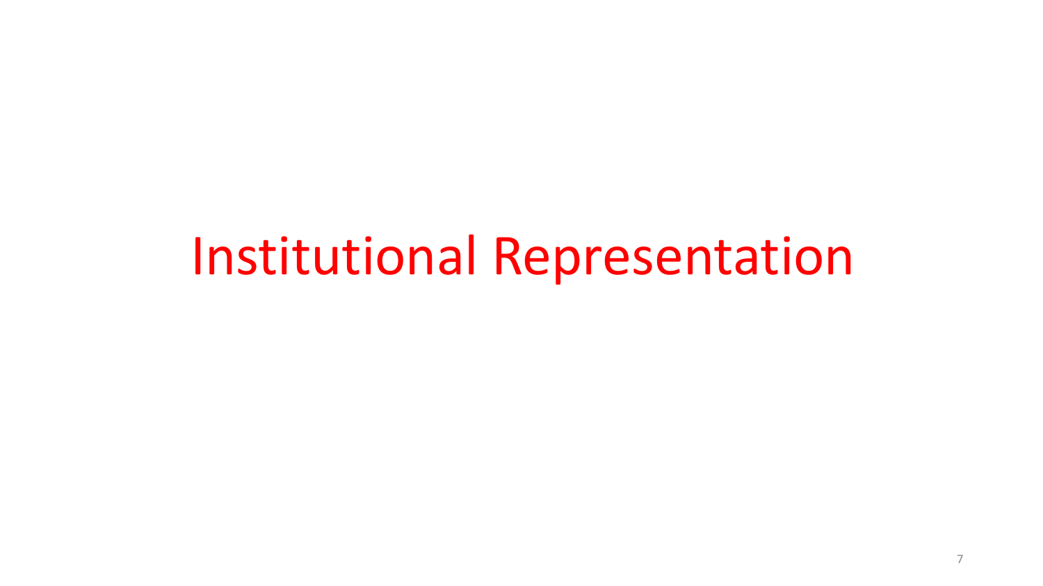# Institutional Representation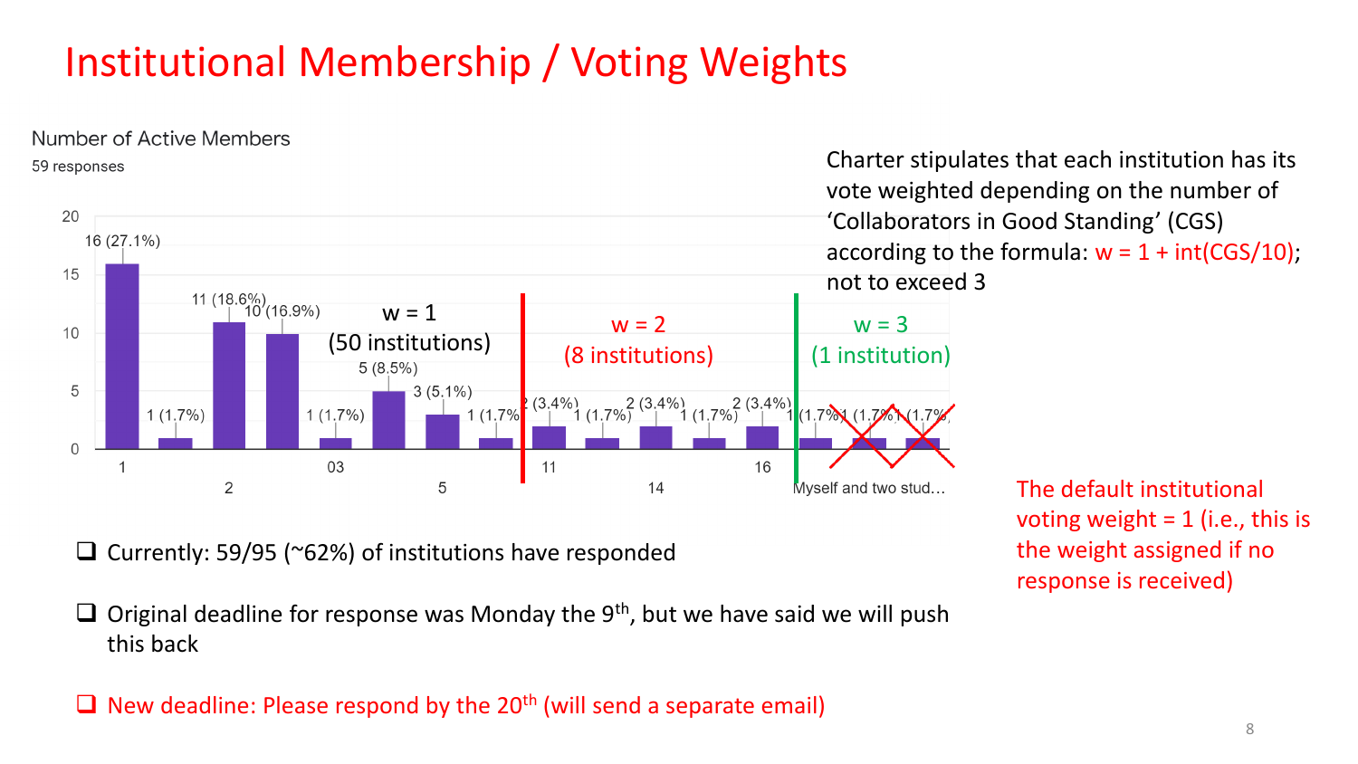# Institutional Membership / Voting Weights

Number of Active Members

59 responses

| Number of Active Members | Responses |
|---|---|
| 1 | 16 (27.1%) |
| | 1 (1.7%) |
| 2 | 11 (18.6%) |
| | 10 (16.9%) |
| 03 | 1 (1.7%) |
| | 5 (8.5%) |
| 5 | 3 (5.1%) |
| | 1 (1.7%) |
| 11 | 2 (3.4%) |
| | 1 (1.7%) |
| 14 | 2 (3.4%) |
| | 1 (1.7%) |
| 16 | 2 (3.4%) |
| | 1 (1.7%) |
| | 1 (1.7%) |
| Myself and two stud… | 1 (1.7%) |

w = 1 (50 institutions)

w = 2 (8 institutions)

w = 3 (1 institution)

Charter stipulates that each institution has its vote weighted depending on the number of 'Collaborators in Good Standing' (CGS) according to the formula: $w = 1 + \text{int}(CGS/10)$; not to exceed 3

The default institutional voting weight = 1 (i.e., this is the weight assigned if no response is received)

- Currently: 59/95 (~62%) of institutions have responded
- Original deadline for response was Monday the 9th, but we have said we will push this back
- New deadline: Please respond by the 20th (will send a separate email)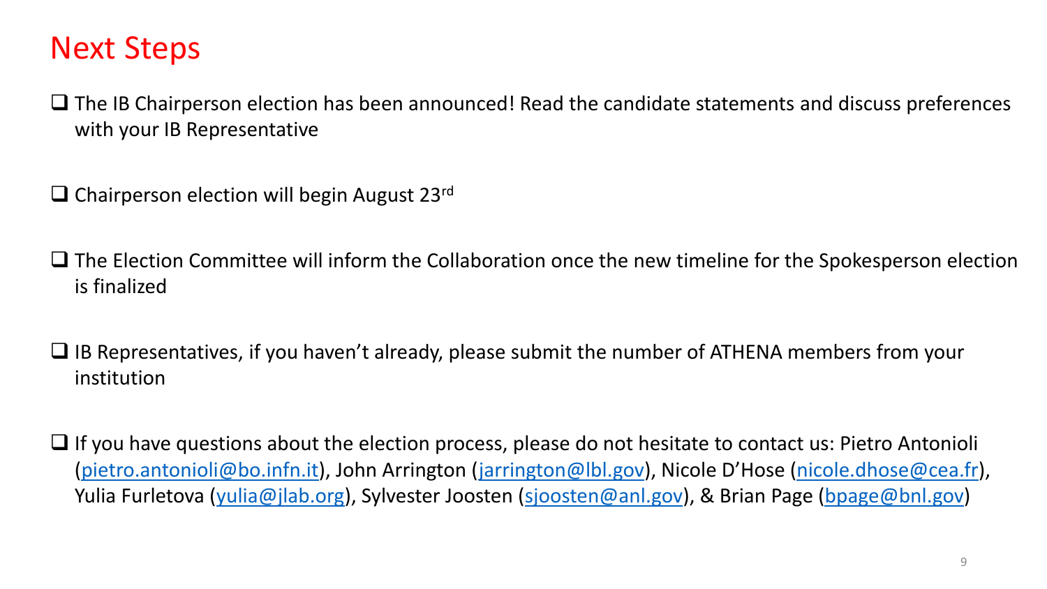# Next Steps

- The IB Chairperson election has been announced! Read the candidate statements and discuss preferences with your IB Representative
- Chairperson election will begin August 23rd
- The Election Committee will inform the Collaboration once the new timeline for the Spokesperson election is finalized
- IB Representatives, if you haven't already, please submit the number of ATHENA members from your institution
- If you have questions about the election process, please do not hesitate to contact us: Pietro Antonioli (pietro.antonioli@bo.infn.it), John Arrington (jarrington@lbl.gov), Nicole D'Hose (nicole.dhose@cea.fr), Yulia Furletova (yulia@jlab.org), Sylvester Joosten (sjoosten@anl.gov), & Brian Page (bpage@bnl.gov)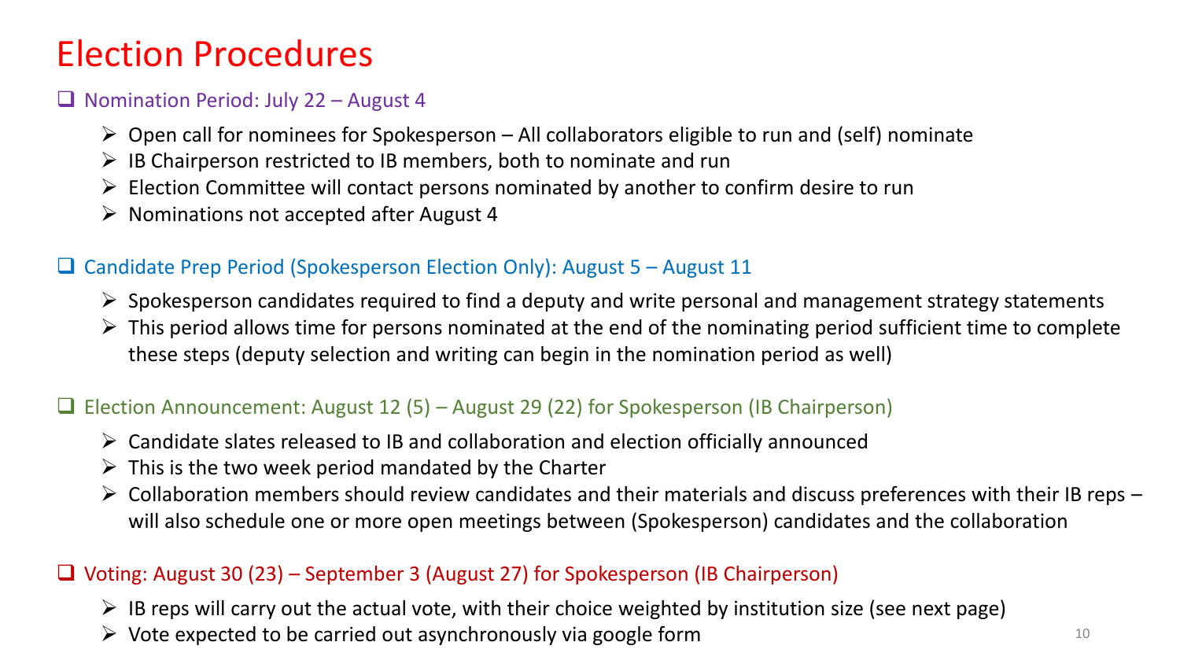# Election Procedures

- Nomination Period: July 22 – August 4
  - Open call for nominees for Spokesperson – All collaborators eligible to run and (self) nominate
  - IB Chairperson restricted to IB members, both to nominate and run
  - Election Committee will contact persons nominated by another to confirm desire to run
  - Nominations not accepted after August 4

- Candidate Prep Period (Spokesperson Election Only): August 5 – August 11
  - Spokesperson candidates required to find a deputy and write personal and management strategy statements
  - This period allows time for persons nominated at the end of the nominating period sufficient time to complete these steps (deputy selection and writing can begin in the nomination period as well)

- Election Announcement: August 12 (5) – August 29 (22) for Spokesperson (IB Chairperson)
  - Candidate slates released to IB and collaboration and election officially announced
  - This is the two week period mandated by the Charter
  - Collaboration members should review candidates and their materials and discuss preferences with their IB reps – will also schedule one or more open meetings between (Spokesperson) candidates and the collaboration

- Voting: August 30 (23) – September 3 (August 27) for Spokesperson (IB Chairperson)
  - IB reps will carry out the actual vote, with their choice weighted by institution size (see next page)
  - Vote expected to be carried out asynchronously via google form